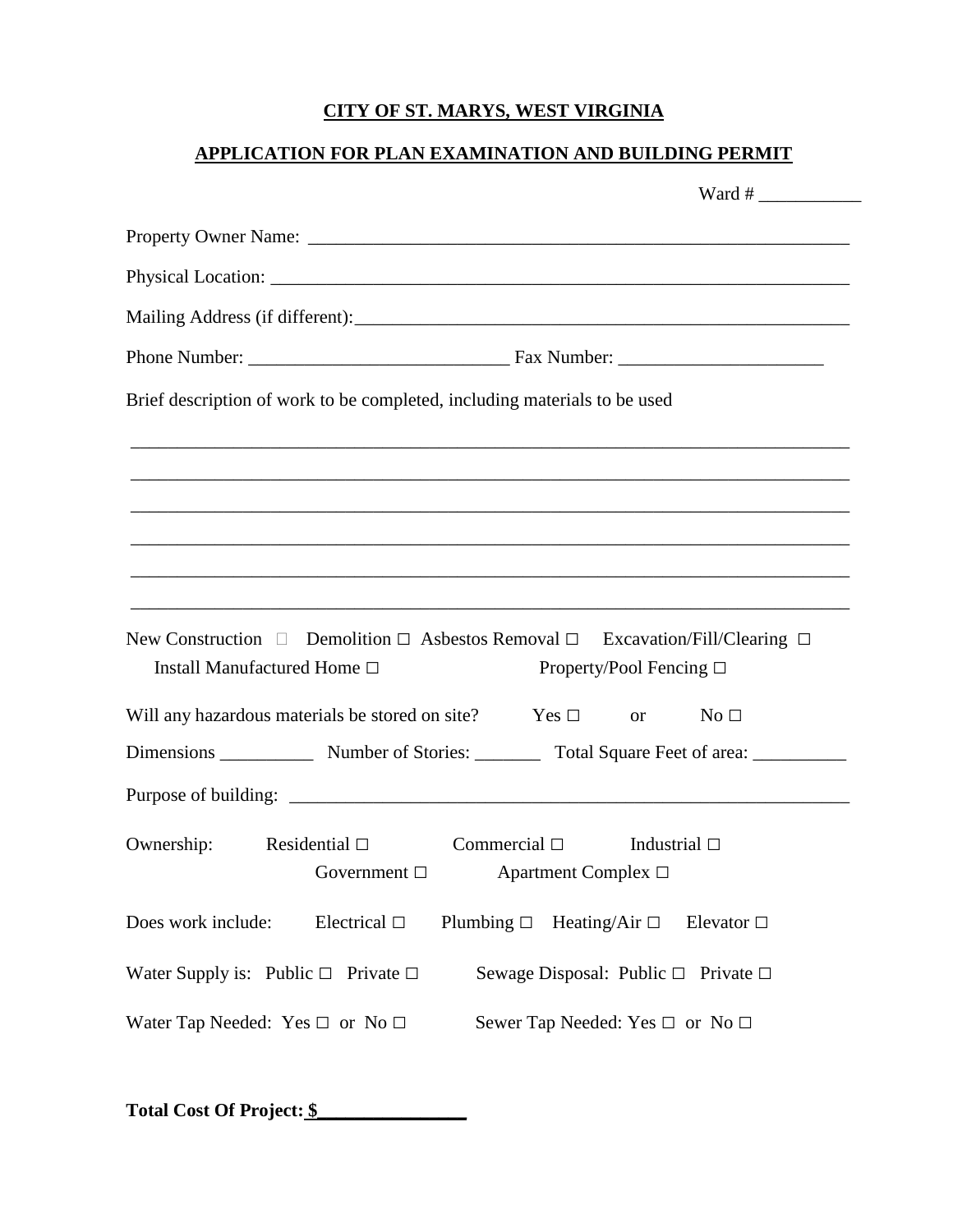**CITY OF ST. MARYS, WEST VIRGINIA**

**APPLICATION FOR PLAN EXAMINATION AND BUILDING PERMIT**

Ward # ___________

Property Owner Name: ____________________________________________________________

Physical Location: _______________________________________________________________

Mailing Address (if different):_____________________________________________________

Phone Number: ___________________________ Fax Number: ______________________

Brief description of work to be completed, including materials to be used

___________________________________________________________________________

___________________________________________________________________________

___________________________________________________________________________

___________________________________________________________________________

___________________________________________________________________________

___________________________________________________________________________

New Construction □ Demolition □ Asbestos Removal □ Excavation/Fill/Clearing □
Install Manufactured Home □ Property/Pool Fencing □

Will any hazardous materials be stored on site? Yes □ or No □

Dimensions __________ Number of Stories: _______ Total Square Feet of area: __________

Purpose of building: ____________________________________________________________

Ownership: Residential □ Commercial □ Industrial □
Government □ Apartment Complex □

Does work include: Electrical □ Plumbing □ Heating/Air □ Elevator □

Water Supply is: Public □ Private □ Sewage Disposal: Public □ Private □

Water Tap Needed: Yes □ or No □ Sewer Tap Needed: Yes □ or No □

**Total Cost Of Project: $_______________**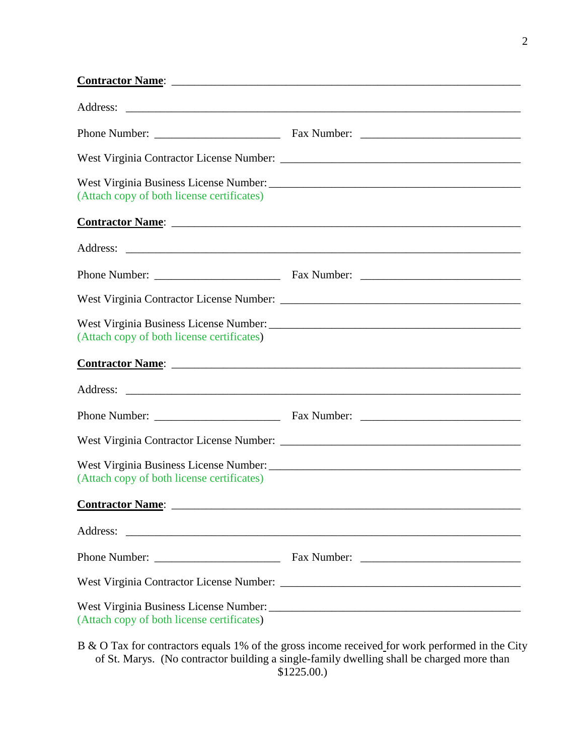**Contractor Name**: ______________________________________________________________

Address: ________________________________________________________________________

Phone Number: ______________________ Fax Number: ___________________________

West Virginia Contractor License Number: __________________________________________

West Virginia Business License Number: ___________________________________________
(Attach copy of both license certificates)

**Contractor Name**: ______________________________________________________________

Address: ________________________________________________________________________

Phone Number: ______________________ Fax Number: ___________________________

West Virginia Contractor License Number: __________________________________________

West Virginia Business License Number: ___________________________________________
(Attach copy of both license certificates)

**Contractor Name**: ______________________________________________________________

Address: ________________________________________________________________________

Phone Number: ______________________ Fax Number: ___________________________

West Virginia Contractor License Number: __________________________________________

West Virginia Business License Number: ___________________________________________
(Attach copy of both license certificates)

**Contractor Name**: ______________________________________________________________

Address: ________________________________________________________________________

Phone Number: ______________________ Fax Number: ___________________________

West Virginia Contractor License Number: __________________________________________

West Virginia Business License Number: ___________________________________________
(Attach copy of both license certificates)

B & O Tax for contractors equals 1% of the gross income received for work performed in the City of St. Marys. (No contractor building a single-family dwelling shall be charged more than $1225.00.)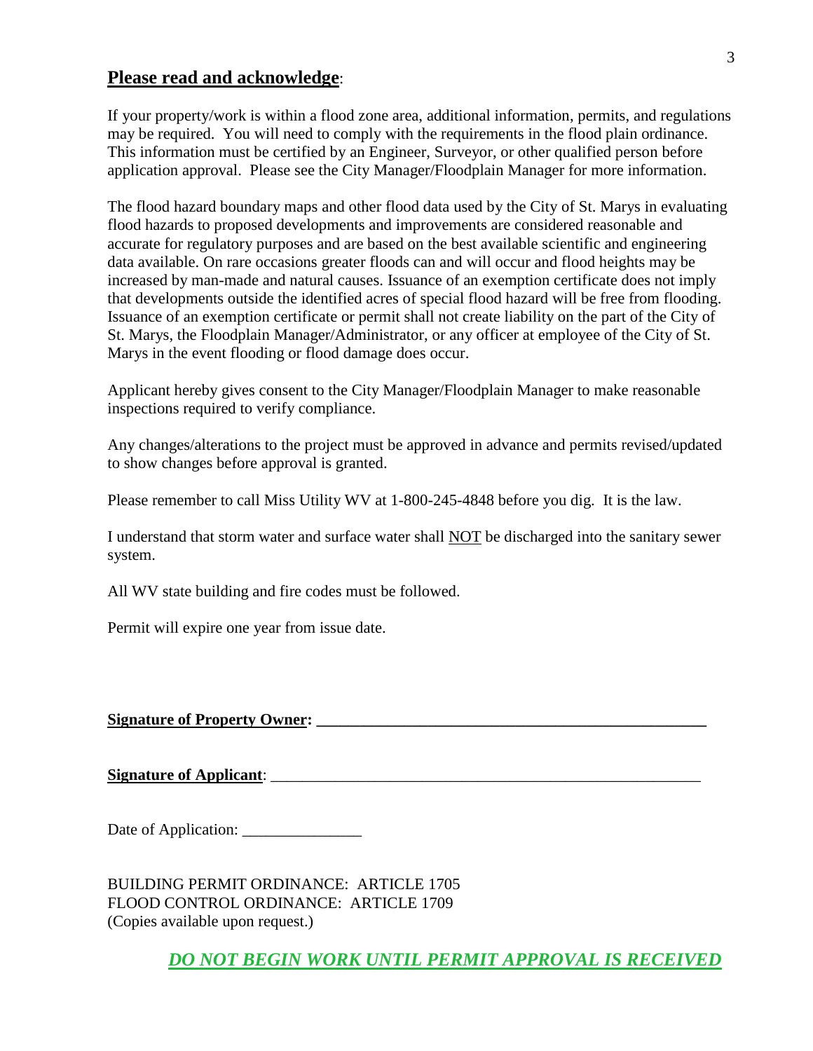## **<u>Please read and acknowledge</u>**:

If your property/work is within a flood zone area, additional information, permits, and regulations may be required. You will need to comply with the requirements in the flood plain ordinance. This information must be certified by an Engineer, Surveyor, or other qualified person before application approval. Please see the City Manager/Floodplain Manager for more information.

The flood hazard boundary maps and other flood data used by the City of St. Marys in evaluating flood hazards to proposed developments and improvements are considered reasonable and accurate for regulatory purposes and are based on the best available scientific and engineering data available. On rare occasions greater floods can and will occur and flood heights may be increased by man-made and natural causes. Issuance of an exemption certificate does not imply that developments outside the identified acres of special flood hazard will be free from flooding. Issuance of an exemption certificate or permit shall not create liability on the part of the City of St. Marys, the Floodplain Manager/Administrator, or any officer at employee of the City of St. Marys in the event flooding or flood damage does occur.

Applicant hereby gives consent to the City Manager/Floodplain Manager to make reasonable inspections required to verify compliance.

Any changes/alterations to the project must be approved in advance and permits revised/updated to show changes before approval is granted.

Please remember to call Miss Utility WV at 1-800-245-4848 before you dig. It is the law.

I understand that storm water and surface water shall <u>NOT</u> be discharged into the sanitary sewer system.

All WV state building and fire codes must be followed.

Permit will expire one year from issue date.

**<u>Signature of Property Owner:</u> ___________________________________________________**

**<u>Signature of Applicant</u>**: _________________________________________________________

Date of Application: _______________

BUILDING PERMIT ORDINANCE: ARTICLE 1705
FLOOD CONTROL ORDINANCE: ARTICLE 1709
(Copies available upon request.)

***<u>DO NOT BEGIN WORK UNTIL PERMIT APPROVAL IS RECEIVED</u>***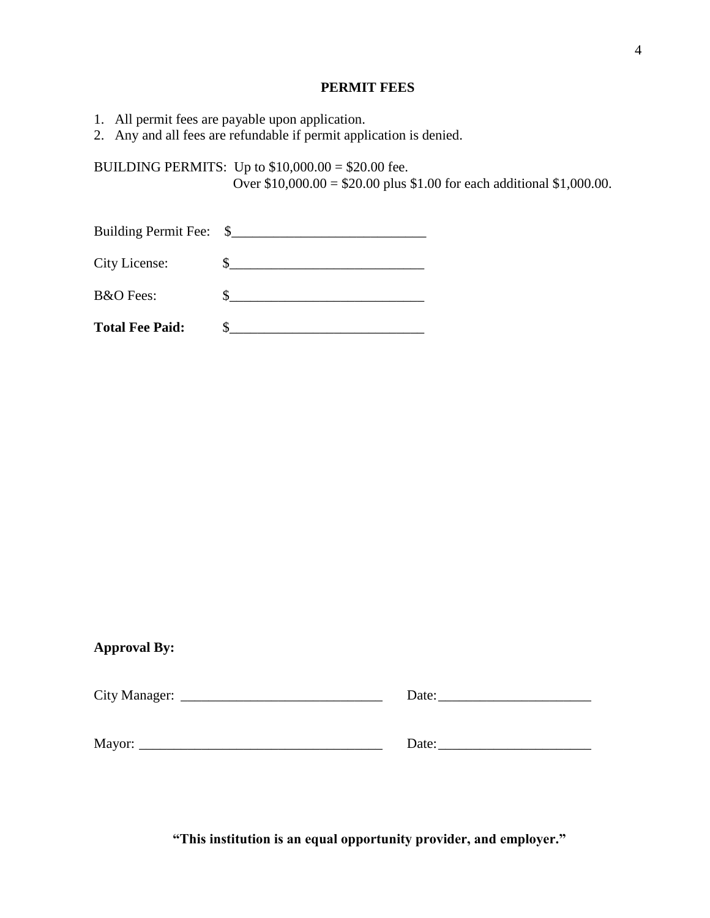## PERMIT FEES

1. All permit fees are payable upon application.
2. Any and all fees are refundable if permit application is denied.

BUILDING PERMITS: Up to $10,000.00 = $20.00 fee.
Over $10,000.00 = $20.00 plus $1.00 for each additional $1,000.00.

Building Permit Fee: $____________________________

City License: $____________________________

B&O Fees: $____________________________

**Total Fee Paid:** $____________________________

**Approval By:**

City Manager: _____________________________ Date: ______________________

Mayor: ___________________________________ Date: ______________________

**"This institution is an equal opportunity provider, and employer."**